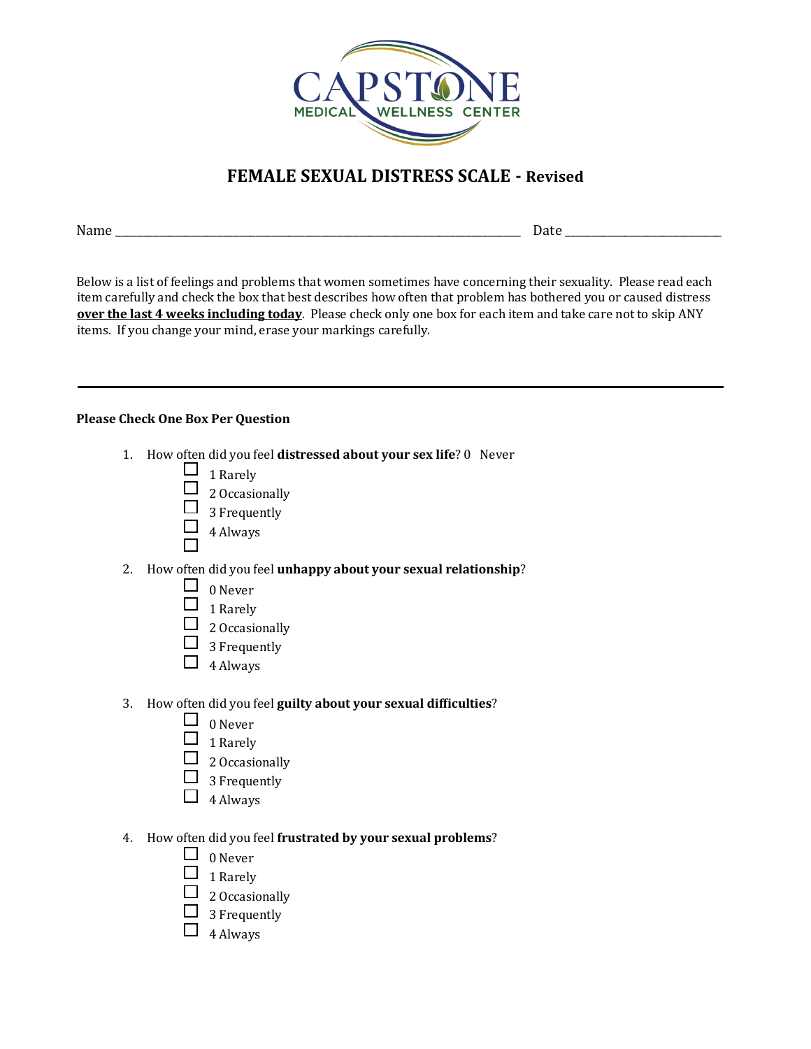CAPSTONE MEDICAL WELLNESS CENTER

# FEMALE SEXUAL DISTRESS SCALE - Revised

Name ____________________________________________ Date ____________________

Below is a list of feelings and problems that women sometimes have concerning their sexuality. Please read each item carefully and check the box that best describes how often that problem has bothered you or caused distress **over the last 4 weeks including today**. Please check only one box for each item and take care not to skip ANY items. If you change your mind, erase your markings carefully.

---

**Please Check One Box Per Question**

1. How often did you feel **distressed about your sex life**?
   - ☐ 0 Never
   - ☐ 1 Rarely
   - ☐ 2 Occasionally
   - ☐ 3 Frequently
   - ☐ 4 Always

2. How often did you feel **unhappy about your sexual relationship**?
   - ☐ 0 Never
   - ☐ 1 Rarely
   - ☐ 2 Occasionally
   - ☐ 3 Frequently
   - ☐ 4 Always

3. How often did you feel **guilty about your sexual difficulties**?
   - ☐ 0 Never
   - ☐ 1 Rarely
   - ☐ 2 Occasionally
   - ☐ 3 Frequently
   - ☐ 4 Always

4. How often did you feel **frustrated by your sexual problems**?
   - ☐ 0 Never
   - ☐ 1 Rarely
   - ☐ 2 Occasionally
   - ☐ 3 Frequently
   - ☐ 4 Always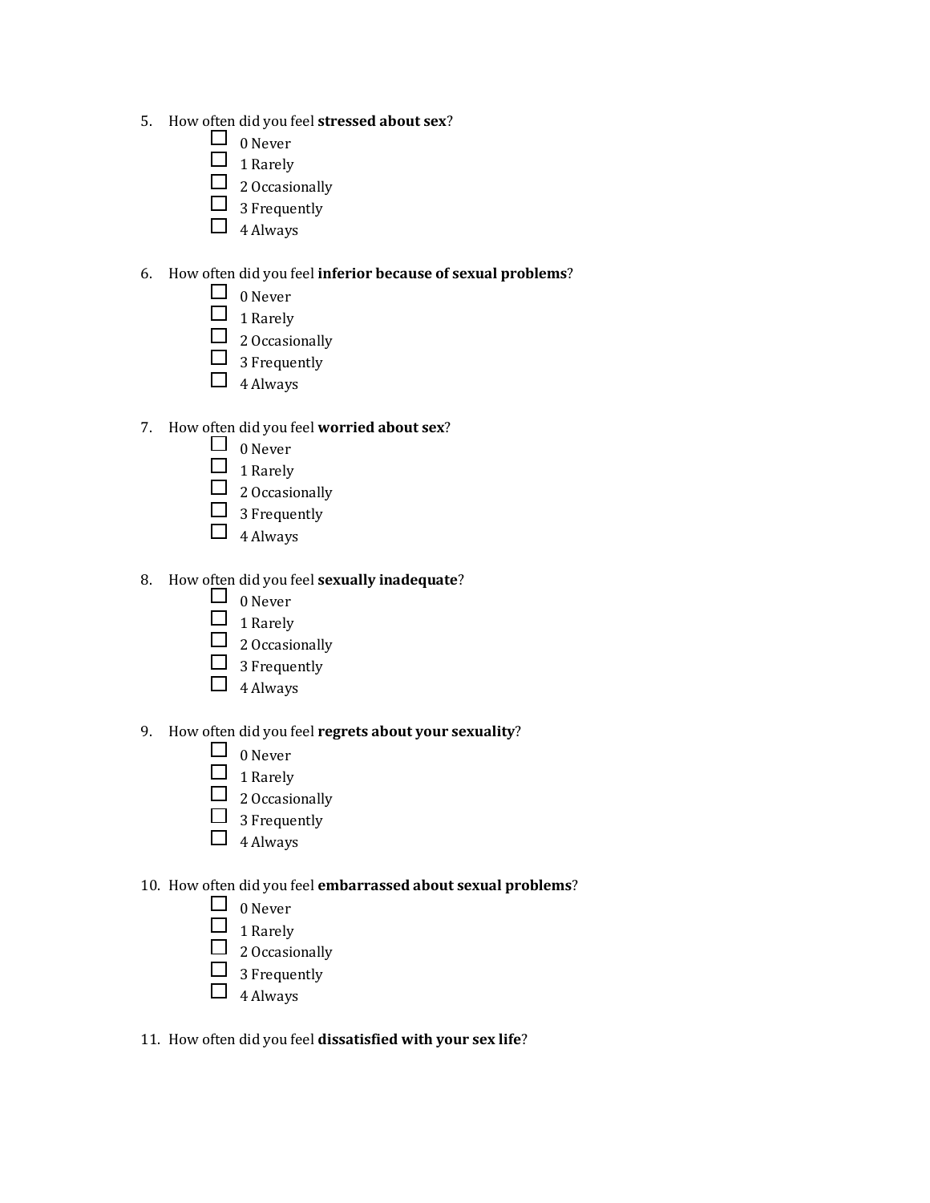5. How often did you feel **stressed about sex**?
   - ☐ 0 Never
   - ☐ 1 Rarely
   - ☐ 2 Occasionally
   - ☐ 3 Frequently
   - ☐ 4 Always

6. How often did you feel **inferior because of sexual problems**?
   - ☐ 0 Never
   - ☐ 1 Rarely
   - ☐ 2 Occasionally
   - ☐ 3 Frequently
   - ☐ 4 Always

7. How often did you feel **worried about sex**?
   - ☐ 0 Never
   - ☐ 1 Rarely
   - ☐ 2 Occasionally
   - ☐ 3 Frequently
   - ☐ 4 Always

8. How often did you feel **sexually inadequate**?
   - ☐ 0 Never
   - ☐ 1 Rarely
   - ☐ 2 Occasionally
   - ☐ 3 Frequently
   - ☐ 4 Always

9. How often did you feel **regrets about your sexuality**?
   - ☐ 0 Never
   - ☐ 1 Rarely
   - ☐ 2 Occasionally
   - ☐ 3 Frequently
   - ☐ 4 Always

10. How often did you feel **embarrassed about sexual problems**?
    - ☐ 0 Never
    - ☐ 1 Rarely
    - ☐ 2 Occasionally
    - ☐ 3 Frequently
    - ☐ 4 Always

11. How often did you feel **dissatisfied with your sex life**?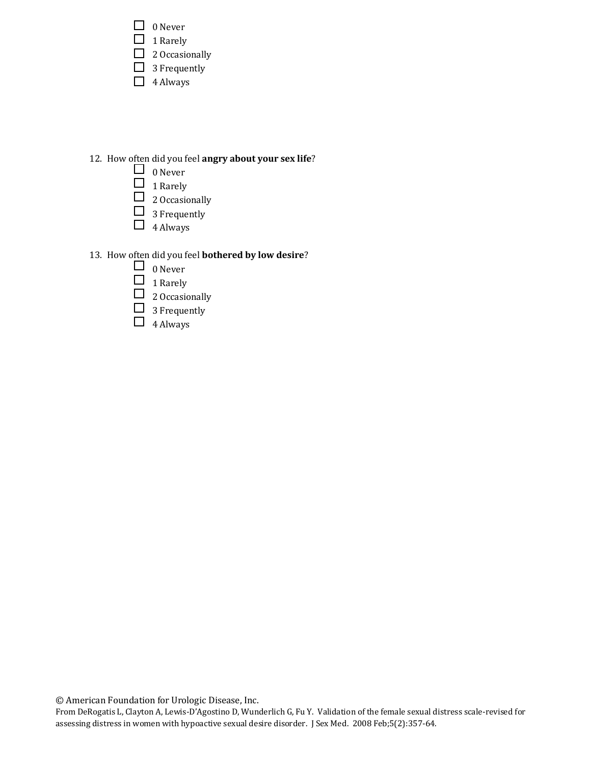- ☐ 0 Never
- ☐ 1 Rarely
- ☐ 2 Occasionally
- ☐ 3 Frequently
- ☐ 4 Always

12. How often did you feel **angry about your sex life**?
    - ☐ 0 Never
    - ☐ 1 Rarely
    - ☐ 2 Occasionally
    - ☐ 3 Frequently
    - ☐ 4 Always

13. How often did you feel **bothered by low desire**?
    - ☐ 0 Never
    - ☐ 1 Rarely
    - ☐ 2 Occasionally
    - ☐ 3 Frequently
    - ☐ 4 Always

© American Foundation for Urologic Disease, Inc.

From DeRogatis L, Clayton A, Lewis-D'Agostino D, Wunderlich G, Fu Y. Validation of the female sexual distress scale-revised for assessing distress in women with hypoactive sexual desire disorder. J Sex Med. 2008 Feb;5(2):357-64.